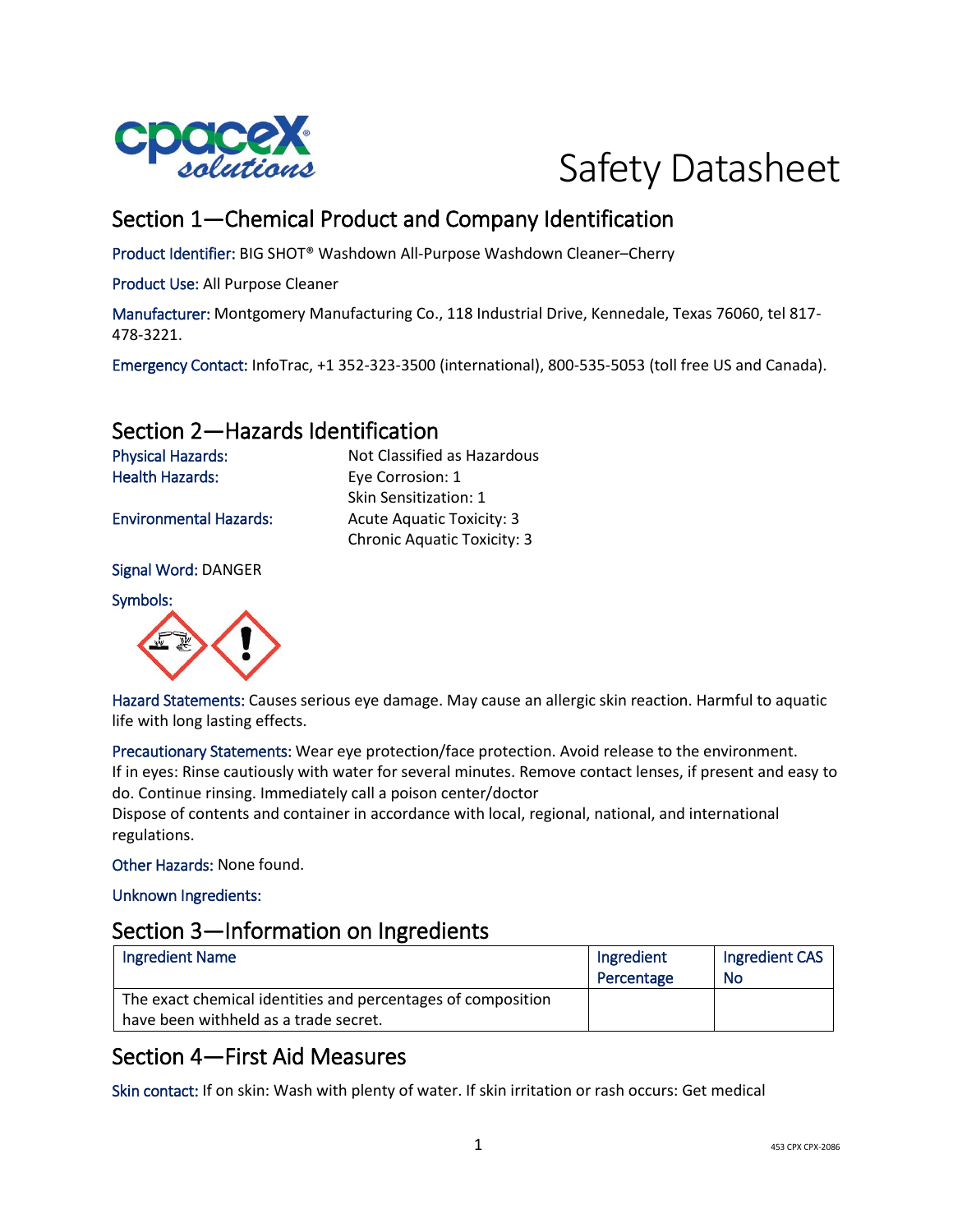# Safety Datasheet

## Section 1—Chemical Product and Company Identification

Product Identifier: BIG SHOT® Washdown All-Purpose Washdown Cleaner–Cherry

Product Use: All Purpose Cleaner

Manufacturer: Montgomery Manufacturing Co., 118 Industrial Drive, Kennedale, Texas 76060, tel 817-478-3221.

Emergency Contact: InfoTrac, +1 352-323-3500 (international), 800-535-5053 (toll free US and Canada).

## Section 2—Hazards Identification

Physical Hazards: Not Classified as Hazardous

Health Hazards: Eye Corrosion: 1
Skin Sensitization: 1

Environmental Hazards: Acute Aquatic Toxicity: 3
Chronic Aquatic Toxicity: 3

Signal Word: DANGER

Symbols:

Hazard Statements: Causes serious eye damage. May cause an allergic skin reaction. Harmful to aquatic life with long lasting effects.

Precautionary Statements: Wear eye protection/face protection. Avoid release to the environment.
If in eyes: Rinse cautiously with water for several minutes. Remove contact lenses, if present and easy to do. Continue rinsing. Immediately call a poison center/doctor
Dispose of contents and container in accordance with local, regional, national, and international regulations.

Other Hazards: None found.

Unknown Ingredients:

## Section 3—Information on Ingredients

| Ingredient Name | Ingredient Percentage | Ingredient CAS No |
|---|---|---|
| The exact chemical identities and percentages of composition have been withheld as a trade secret. | | |

## Section 4—First Aid Measures

Skin contact: If on skin: Wash with plenty of water. If skin irritation or rash occurs: Get medical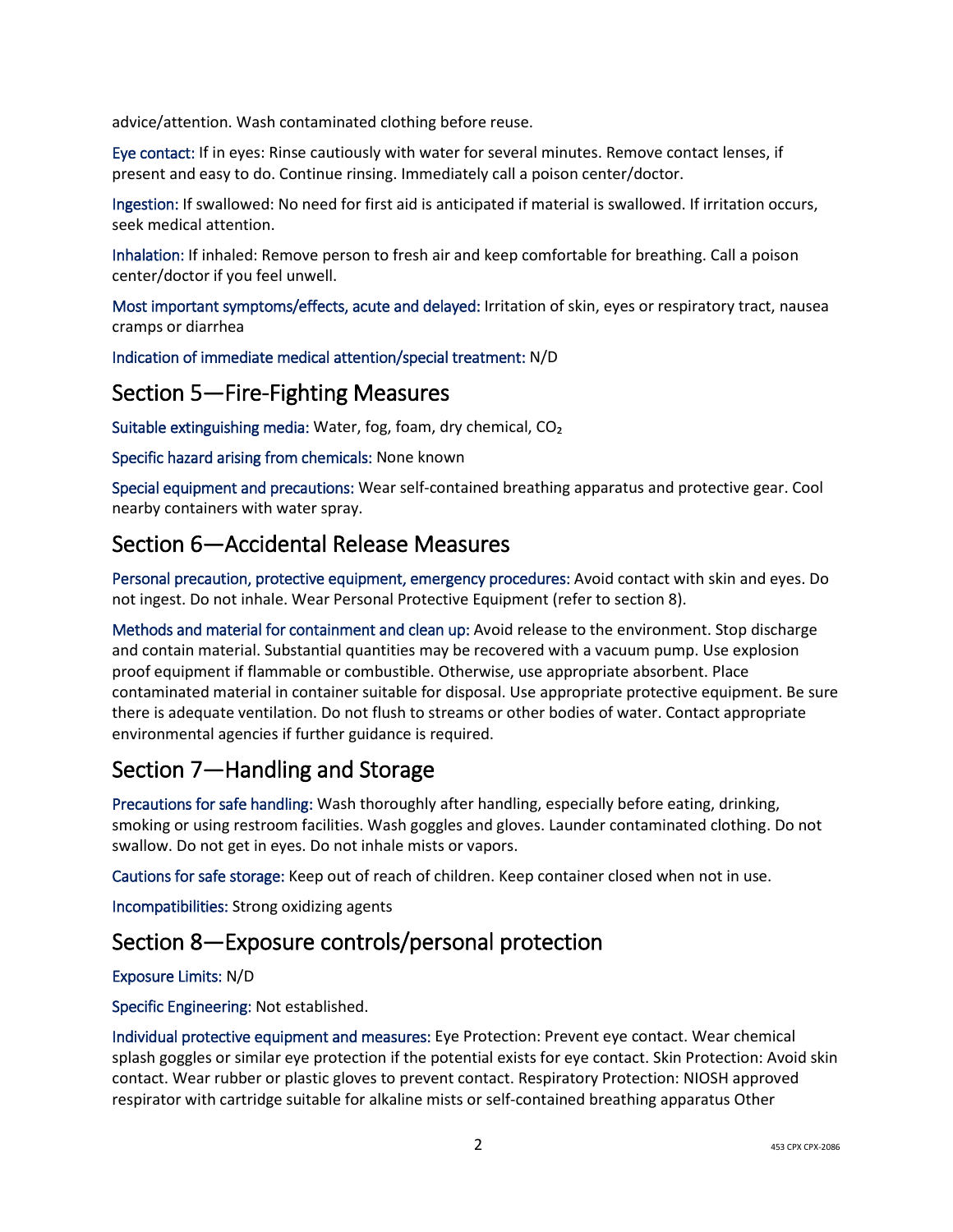advice/attention. Wash contaminated clothing before reuse.

Eye contact: If in eyes: Rinse cautiously with water for several minutes. Remove contact lenses, if present and easy to do. Continue rinsing. Immediately call a poison center/doctor.

Ingestion: If swallowed: No need for first aid is anticipated if material is swallowed. If irritation occurs, seek medical attention.

Inhalation: If inhaled: Remove person to fresh air and keep comfortable for breathing. Call a poison center/doctor if you feel unwell.

Most important symptoms/effects, acute and delayed: Irritation of skin, eyes or respiratory tract, nausea cramps or diarrhea

Indication of immediate medical attention/special treatment: N/D

## Section 5—Fire-Fighting Measures

Suitable extinguishing media: Water, fog, foam, dry chemical, $CO_2$

Specific hazard arising from chemicals: None known

Special equipment and precautions: Wear self-contained breathing apparatus and protective gear. Cool nearby containers with water spray.

## Section 6—Accidental Release Measures

Personal precaution, protective equipment, emergency procedures: Avoid contact with skin and eyes. Do not ingest. Do not inhale. Wear Personal Protective Equipment (refer to section 8).

Methods and material for containment and clean up: Avoid release to the environment. Stop discharge and contain material. Substantial quantities may be recovered with a vacuum pump. Use explosion proof equipment if flammable or combustible. Otherwise, use appropriate absorbent. Place contaminated material in container suitable for disposal. Use appropriate protective equipment. Be sure there is adequate ventilation. Do not flush to streams or other bodies of water. Contact appropriate environmental agencies if further guidance is required.

## Section 7—Handling and Storage

Precautions for safe handling: Wash thoroughly after handling, especially before eating, drinking, smoking or using restroom facilities. Wash goggles and gloves. Launder contaminated clothing. Do not swallow. Do not get in eyes. Do not inhale mists or vapors.

Cautions for safe storage: Keep out of reach of children. Keep container closed when not in use.

Incompatibilities: Strong oxidizing agents

## Section 8—Exposure controls/personal protection

Exposure Limits: N/D

Specific Engineering: Not established.

Individual protective equipment and measures: Eye Protection: Prevent eye contact. Wear chemical splash goggles or similar eye protection if the potential exists for eye contact. Skin Protection: Avoid skin contact. Wear rubber or plastic gloves to prevent contact. Respiratory Protection: NIOSH approved respirator with cartridge suitable for alkaline mists or self-contained breathing apparatus Other

453 CPX CPX-2086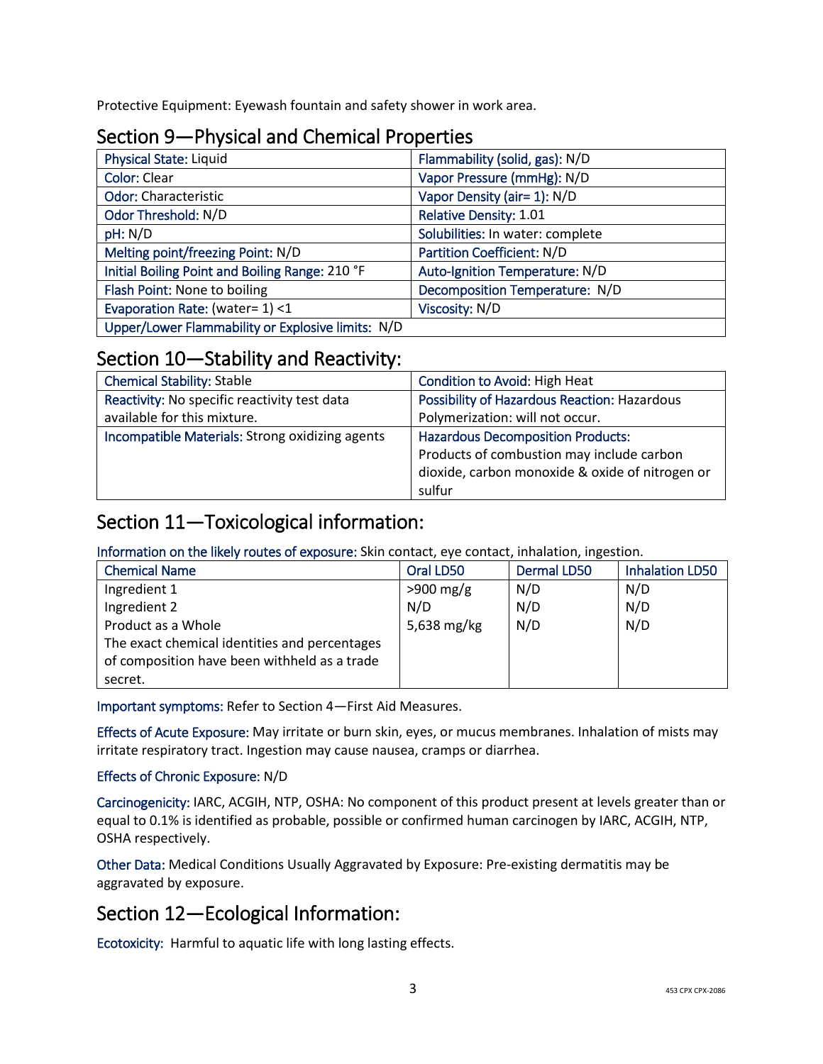Protective Equipment: Eyewash fountain and safety shower in work area.

## Section 9—Physical and Chemical Properties

| | |
|---|---|
| Physical State: Liquid | Flammability (solid, gas): N/D |
| Color: Clear | Vapor Pressure (mmHg): N/D |
| Odor: Characteristic | Vapor Density (air= 1): N/D |
| Odor Threshold: N/D | Relative Density: 1.01 |
| pH: N/D | Solubilities: In water: complete |
| Melting point/freezing Point: N/D | Partition Coefficient: N/D |
| Initial Boiling Point and Boiling Range: 210 °F | Auto-Ignition Temperature: N/D |
| Flash Point: None to boiling | Decomposition Temperature: N/D |
| Evaporation Rate: (water= 1) <1 | Viscosity: N/D |
| Upper/Lower Flammability or Explosive limits: N/D | |

## Section 10—Stability and Reactivity:

| | |
|---|---|
| Chemical Stability: Stable | Condition to Avoid: High Heat |
| Reactivity: No specific reactivity test data available for this mixture. | Possibility of Hazardous Reaction: Hazardous Polymerization: will not occur. |
| Incompatible Materials: Strong oxidizing agents | Hazardous Decomposition Products: Products of combustion may include carbon dioxide, carbon monoxide & oxide of nitrogen or sulfur |

## Section 11—Toxicological information:

Information on the likely routes of exposure: Skin contact, eye contact, inhalation, ingestion.

| Chemical Name | Oral LD50 | Dermal LD50 | Inhalation LD50 |
|---|---|---|---|
| Ingredient 1 | >900 mg/g | N/D | N/D |
| Ingredient 2 | N/D | N/D | N/D |
| Product as a Whole | 5,638 mg/kg | N/D | N/D |
| The exact chemical identities and percentages of composition have been withheld as a trade secret. | | | |

Important symptoms: Refer to Section 4—First Aid Measures.

Effects of Acute Exposure: May irritate or burn skin, eyes, or mucus membranes. Inhalation of mists may irritate respiratory tract. Ingestion may cause nausea, cramps or diarrhea.

Effects of Chronic Exposure: N/D

Carcinogenicity: IARC, ACGIH, NTP, OSHA: No component of this product present at levels greater than or equal to 0.1% is identified as probable, possible or confirmed human carcinogen by IARC, ACGIH, NTP, OSHA respectively.

Other Data: Medical Conditions Usually Aggravated by Exposure: Pre-existing dermatitis may be aggravated by exposure.

## Section 12—Ecological Information:

Ecotoxicity: Harmful to aquatic life with long lasting effects.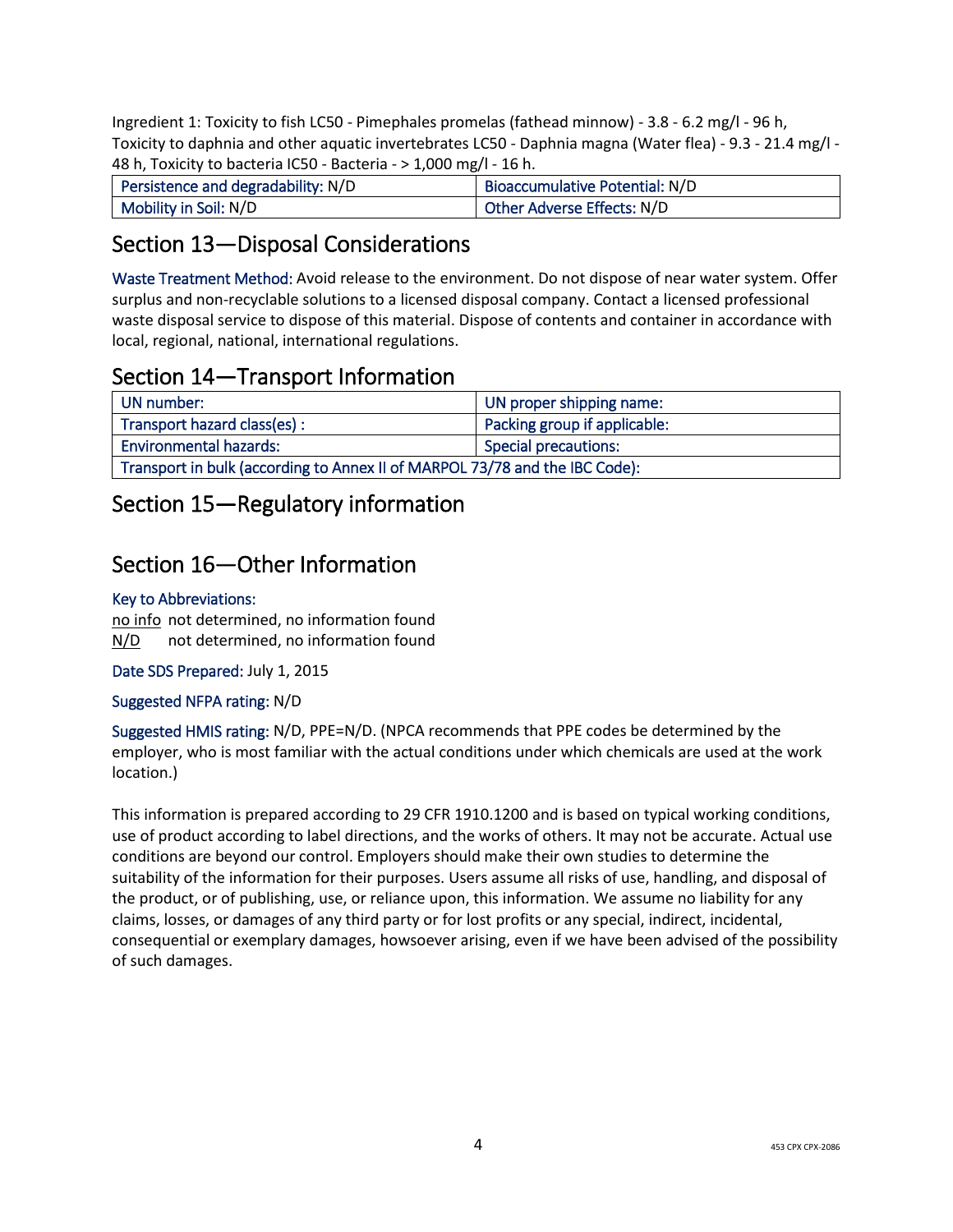Ingredient 1: Toxicity to fish LC50 - Pimephales promelas (fathead minnow) - 3.8 - 6.2 mg/l - 96 h, Toxicity to daphnia and other aquatic invertebrates LC50 - Daphnia magna (Water flea) - 9.3 - 21.4 mg/l - 48 h, Toxicity to bacteria IC50 - Bacteria - > 1,000 mg/l - 16 h.

| | |
|---|---|
| Persistence and degradability: N/D | Bioaccumulative Potential: N/D |
| Mobility in Soil: N/D | Other Adverse Effects: N/D |

## Section 13—Disposal Considerations

Waste Treatment Method: Avoid release to the environment. Do not dispose of near water system. Offer surplus and non-recyclable solutions to a licensed disposal company. Contact a licensed professional waste disposal service to dispose of this material. Dispose of contents and container in accordance with local, regional, national, international regulations.

## Section 14—Transport Information

| | |
|---|---|
| UN number: | UN proper shipping name: |
| Transport hazard class(es) : | Packing group if applicable: |
| Environmental hazards: | Special precautions: |
| Transport in bulk (according to Annex II of MARPOL 73/78 and the IBC Code): | |

## Section 15—Regulatory information

## Section 16—Other Information

Key to Abbreviations:

no info not determined, no information found

N/D not determined, no information found

Date SDS Prepared: July 1, 2015

Suggested NFPA rating: N/D

Suggested HMIS rating: N/D, PPE=N/D. (NPCA recommends that PPE codes be determined by the employer, who is most familiar with the actual conditions under which chemicals are used at the work location.)

This information is prepared according to 29 CFR 1910.1200 and is based on typical working conditions, use of product according to label directions, and the works of others. It may not be accurate. Actual use conditions are beyond our control. Employers should make their own studies to determine the suitability of the information for their purposes. Users assume all risks of use, handling, and disposal of the product, or of publishing, use, or reliance upon, this information. We assume no liability for any claims, losses, or damages of any third party or for lost profits or any special, indirect, incidental, consequential or exemplary damages, howsoever arising, even if we have been advised of the possibility of such damages.